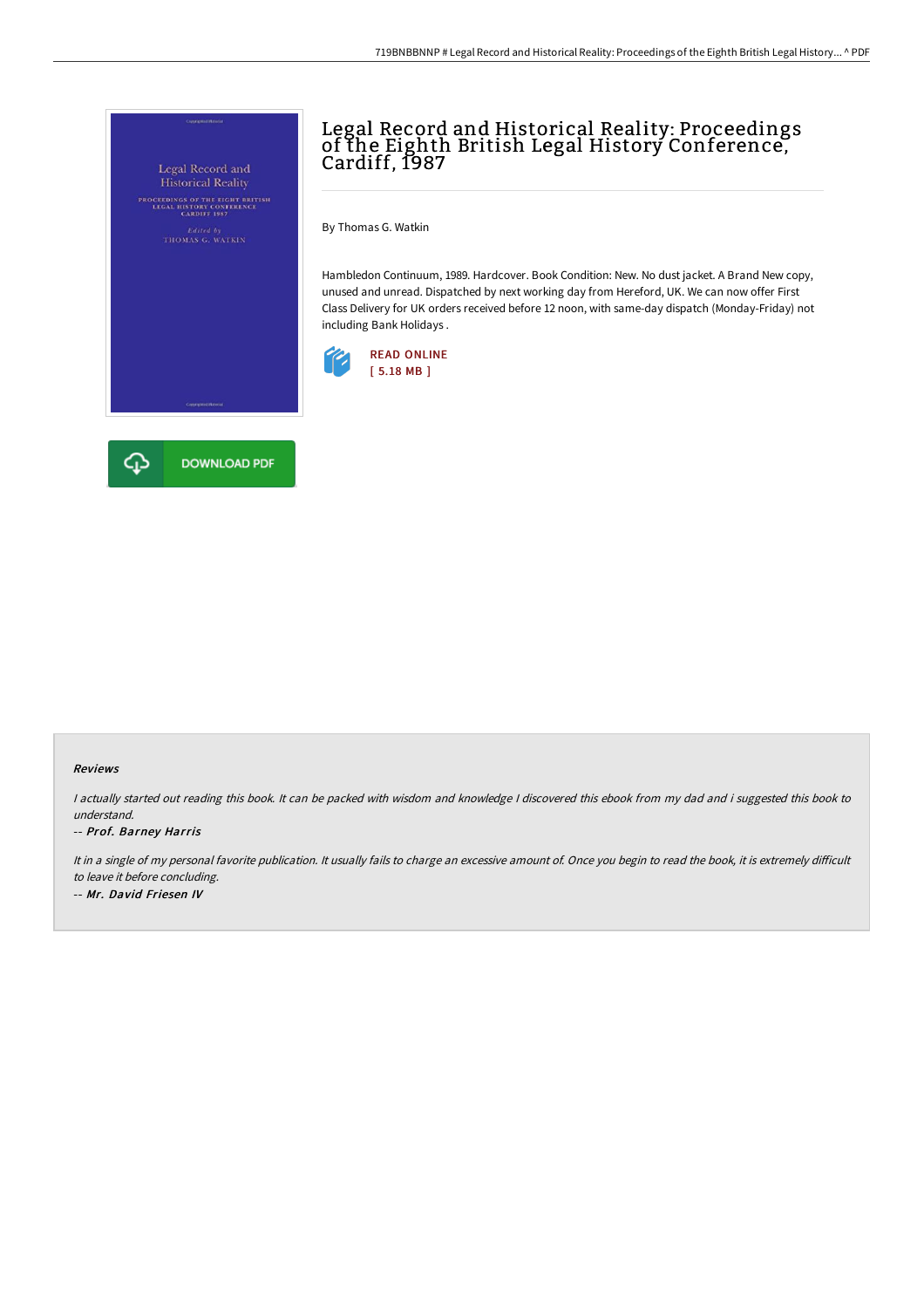# Legal Record and Historical Reality: Proceedings of the Eighth British Legal History Conference, Cardiff, 1987

By Thomas G. Watkin

Hambledon Continuum, 1989. Hardcover. Book Condition: New. No dust jacket. A Brand New copy, unused and unread. Dispatched by next working day from Hereford, UK. We can now offer First Class Delivery for UK orders received before 12 noon, with same-day dispatch (Monday-Friday) not including Bank Holidays .

READ ONLINE
[ 5.18 MB ]

DOWNLOAD PDF

#### Reviews

*I actually started out reading this book. It can be packed with wisdom and knowledge I discovered this ebook from my dad and i suggested this book to understand.*

*-- Prof. Barney Harris*

*It in a single of my personal favorite publication. It usually fails to charge an excessive amount of. Once you begin to read the book, it is extremely difficult to leave it before concluding.*

*-- Mr. David Friesen IV*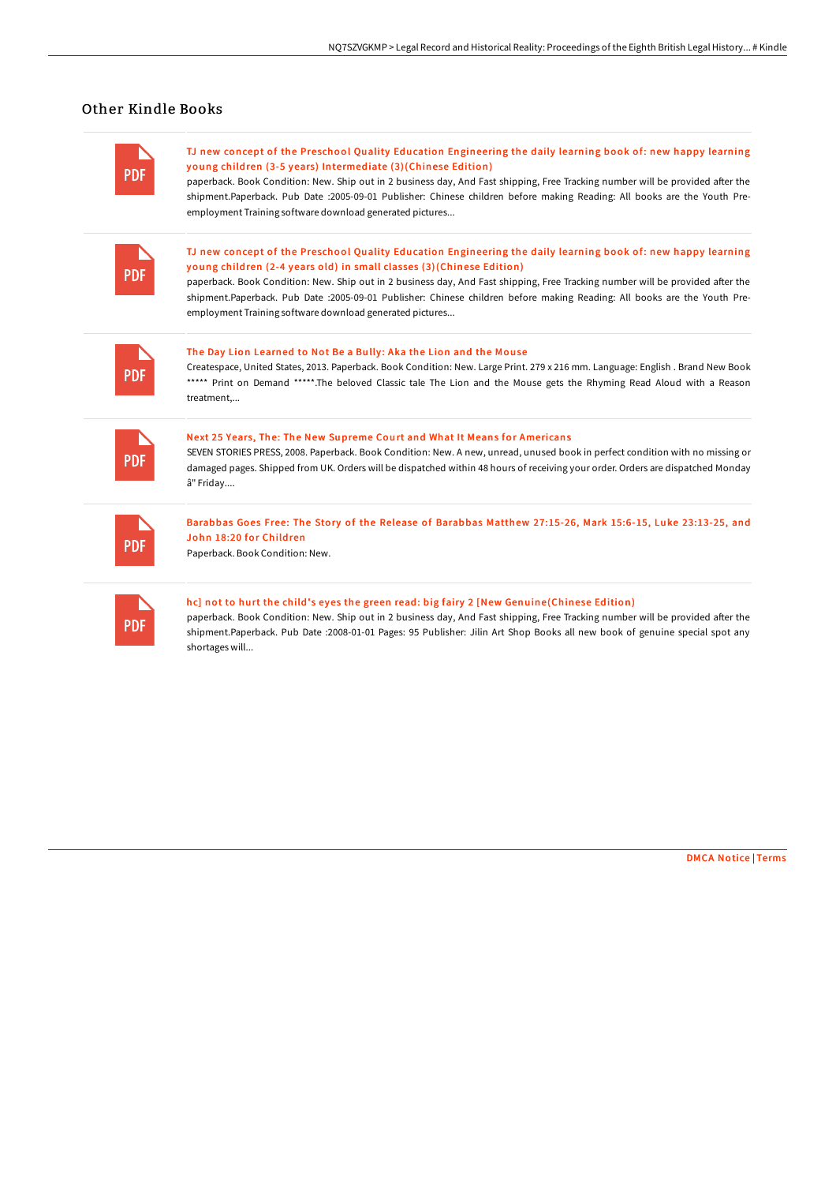## Other Kindle Books

**TJ new concept of the Preschool Quality Education Engineering the daily learning book of: new happy learning young children (3-5 years) Intermediate (3)(Chinese Edition)**

paperback. Book Condition: New. Ship out in 2 business day, And Fast shipping, Free Tracking number will be provided after the shipment.Paperback. Pub Date :2005-09-01 Publisher: Chinese children before making Reading: All books are the Youth Pre-employment Training software download generated pictures...

**TJ new concept of the Preschool Quality Education Engineering the daily learning book of: new happy learning young children (2-4 years old) in small classes (3)(Chinese Edition)**

paperback. Book Condition: New. Ship out in 2 business day, And Fast shipping, Free Tracking number will be provided after the shipment.Paperback. Pub Date :2005-09-01 Publisher: Chinese children before making Reading: All books are the Youth Pre-employment Training software download generated pictures...

**The Day Lion Learned to Not Be a Bully: Aka the Lion and the Mouse**

Createspace, United States, 2013. Paperback. Book Condition: New. Large Print. 279 x 216 mm. Language: English . Brand New Book ***** Print on Demand *****.The beloved Classic tale The Lion and the Mouse gets the Rhyming Read Aloud with a Reason treatment,...

**Next 25 Years, The: The New Supreme Court and What It Means for Americans**

SEVEN STORIES PRESS, 2008. Paperback. Book Condition: New. A new, unread, unused book in perfect condition with no missing or damaged pages. Shipped from UK. Orders will be dispatched within 48 hours of receiving your order. Orders are dispatched Monday â" Friday....

**Barabbas Goes Free: The Story of the Release of Barabbas Matthew 27:15-26, Mark 15:6-15, Luke 23:13-25, and John 18:20 for Children**

Paperback. Book Condition: New.

**hc] not to hurt the child's eyes the green read: big fairy 2 [New Genuine(Chinese Edition)**

paperback. Book Condition: New. Ship out in 2 business day, And Fast shipping, Free Tracking number will be provided after the shipment.Paperback. Pub Date :2008-01-01 Pages: 95 Publisher: Jilin Art Shop Books all new book of genuine special spot any shortages will...